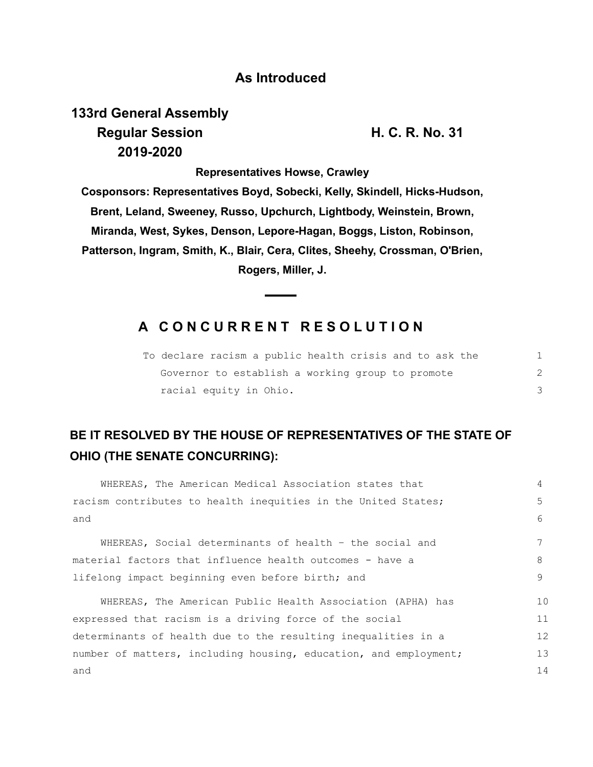## As Introduced

**133rd General Assembly**
**Regular Session** **H. C. R. No. 31**
**2019-2020**

**Representatives Howse, Crawley**

**Cosponsors: Representatives Boyd, Sobecki, Kelly, Skindell, Hicks-Hudson, Brent, Leland, Sweeney, Russo, Upchurch, Lightbody, Weinstein, Brown, Miranda, West, Sykes, Denson, Lepore-Hagan, Boggs, Liston, Robinson, Patterson, Ingram, Smith, K., Blair, Cera, Clites, Sheehy, Crossman, O'Brien, Rogers, Miller, J.**

---

# A CONCURRENT RESOLUTION

To declare racism a public health crisis and to ask the Governor to establish a working group to promote racial equity in Ohio.

**BE IT RESOLVED BY THE HOUSE OF REPRESENTATIVES OF THE STATE OF OHIO (THE SENATE CONCURRING):**

WHEREAS, The American Medical Association states that racism contributes to health inequities in the United States; and

WHEREAS, Social determinants of health – the social and material factors that influence health outcomes - have a lifelong impact beginning even before birth; and

WHEREAS, The American Public Health Association (APHA) has expressed that racism is a driving force of the social determinants of health due to the resulting inequalities in a number of matters, including housing, education, and employment; and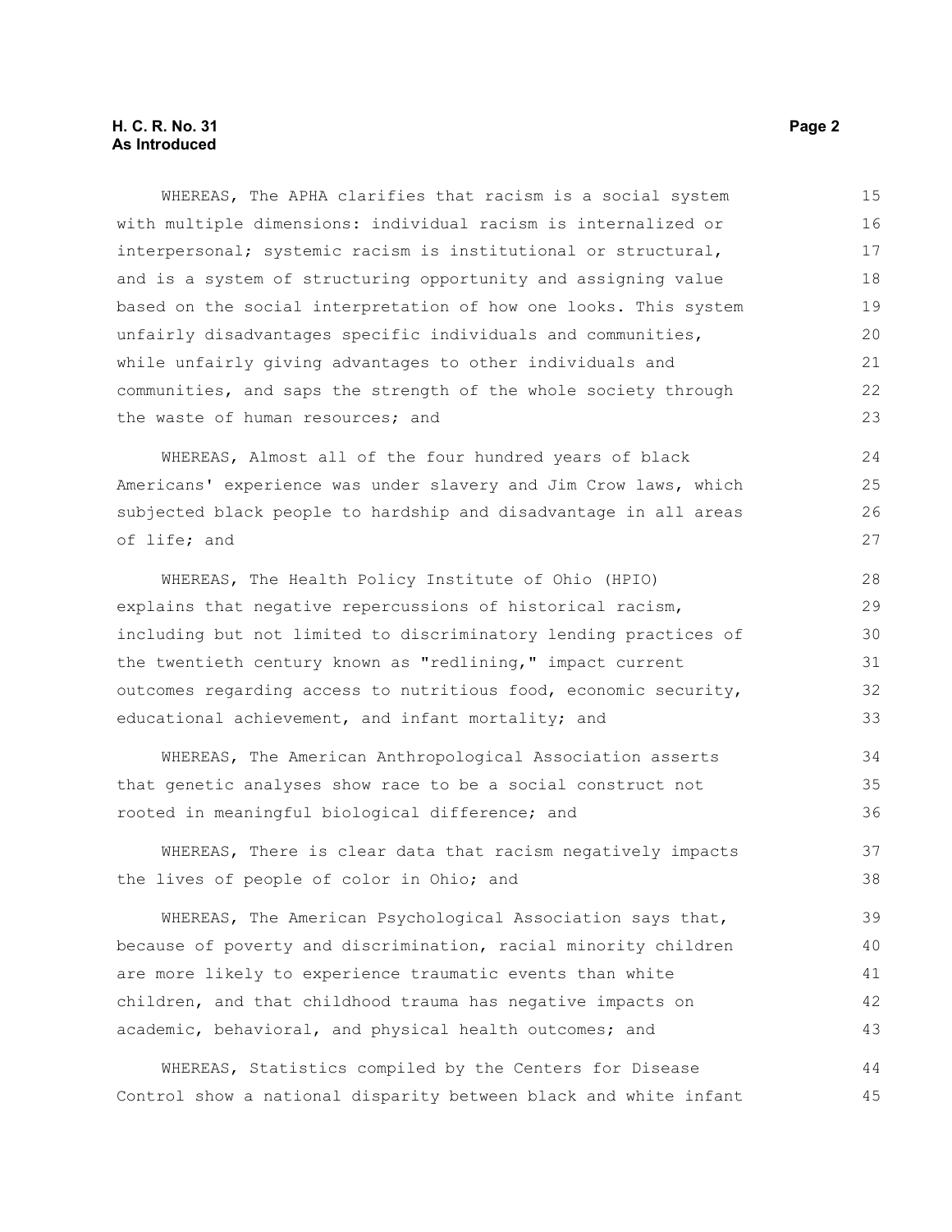WHEREAS, The APHA clarifies that racism is a social system with multiple dimensions: individual racism is internalized or interpersonal; systemic racism is institutional or structural, and is a system of structuring opportunity and assigning value based on the social interpretation of how one looks. This system unfairly disadvantages specific individuals and communities, while unfairly giving advantages to other individuals and communities, and saps the strength of the whole society through the waste of human resources; and

WHEREAS, Almost all of the four hundred years of black Americans' experience was under slavery and Jim Crow laws, which subjected black people to hardship and disadvantage in all areas of life; and

WHEREAS, The Health Policy Institute of Ohio (HPIO) explains that negative repercussions of historical racism, including but not limited to discriminatory lending practices of the twentieth century known as "redlining," impact current outcomes regarding access to nutritious food, economic security, educational achievement, and infant mortality; and

WHEREAS, The American Anthropological Association asserts that genetic analyses show race to be a social construct not rooted in meaningful biological difference; and

WHEREAS, There is clear data that racism negatively impacts the lives of people of color in Ohio; and

WHEREAS, The American Psychological Association says that, because of poverty and discrimination, racial minority children are more likely to experience traumatic events than white children, and that childhood trauma has negative impacts on academic, behavioral, and physical health outcomes; and

WHEREAS, Statistics compiled by the Centers for Disease Control show a national disparity between black and white infant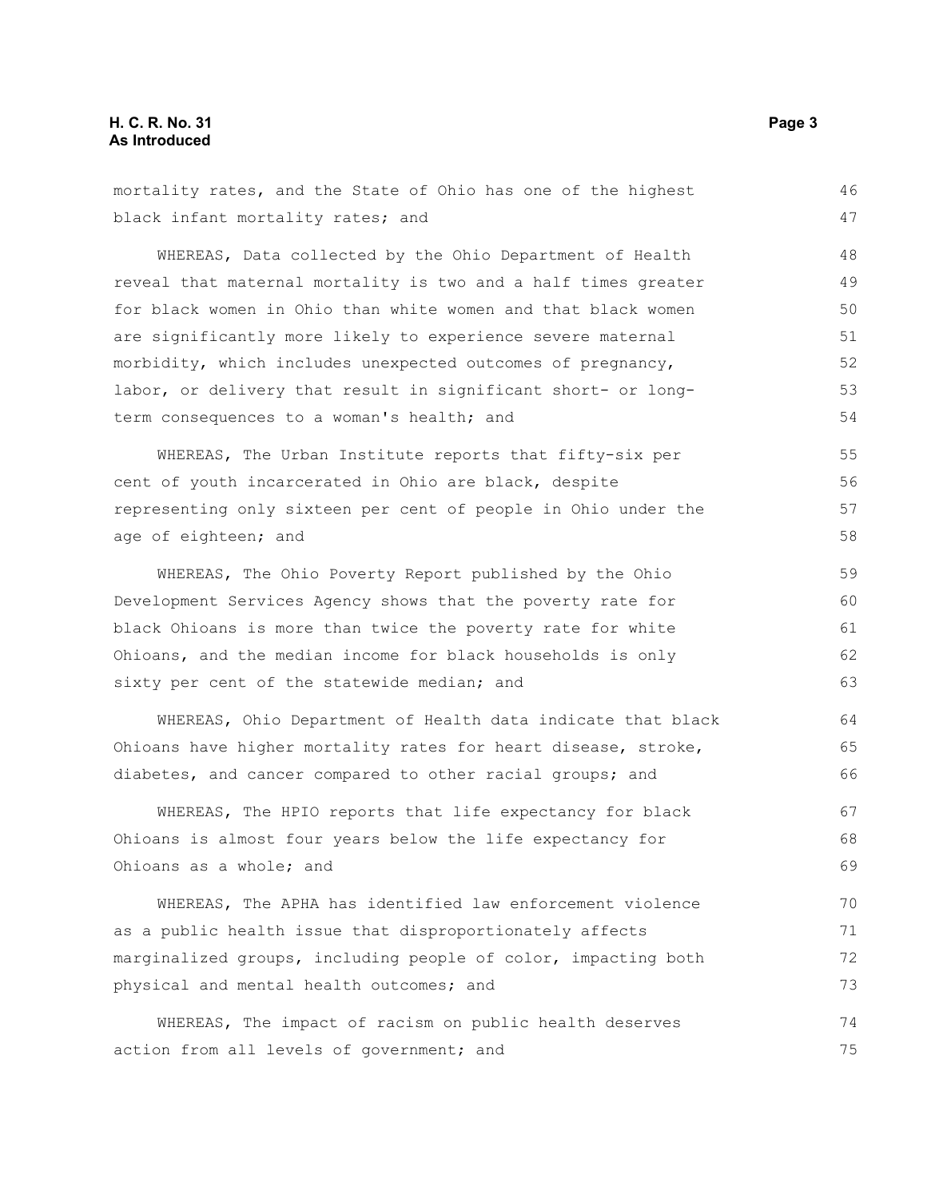mortality rates, and the State of Ohio has one of the highest black infant mortality rates; and

WHEREAS, Data collected by the Ohio Department of Health reveal that maternal mortality is two and a half times greater for black women in Ohio than white women and that black women are significantly more likely to experience severe maternal morbidity, which includes unexpected outcomes of pregnancy, labor, or delivery that result in significant short- or long-term consequences to a woman's health; and

WHEREAS, The Urban Institute reports that fifty-six per cent of youth incarcerated in Ohio are black, despite representing only sixteen per cent of people in Ohio under the age of eighteen; and

WHEREAS, The Ohio Poverty Report published by the Ohio Development Services Agency shows that the poverty rate for black Ohioans is more than twice the poverty rate for white Ohioans, and the median income for black households is only sixty per cent of the statewide median; and

WHEREAS, Ohio Department of Health data indicate that black Ohioans have higher mortality rates for heart disease, stroke, diabetes, and cancer compared to other racial groups; and

WHEREAS, The HPIO reports that life expectancy for black Ohioans is almost four years below the life expectancy for Ohioans as a whole; and

WHEREAS, The APHA has identified law enforcement violence as a public health issue that disproportionately affects marginalized groups, including people of color, impacting both physical and mental health outcomes; and

WHEREAS, The impact of racism on public health deserves action from all levels of government; and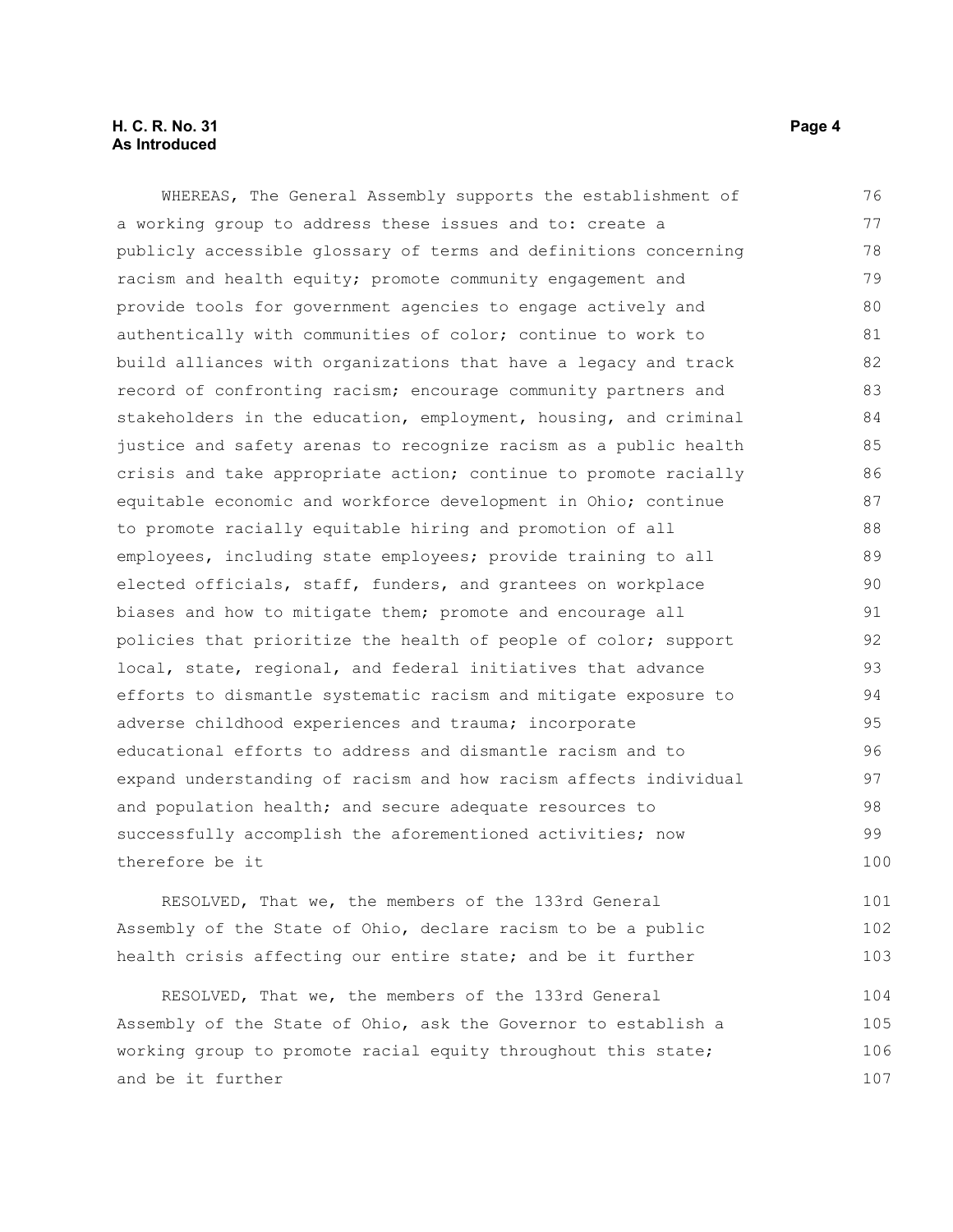WHEREAS, The General Assembly supports the establishment of a working group to address these issues and to: create a publicly accessible glossary of terms and definitions concerning racism and health equity; promote community engagement and provide tools for government agencies to engage actively and authentically with communities of color; continue to work to build alliances with organizations that have a legacy and track record of confronting racism; encourage community partners and stakeholders in the education, employment, housing, and criminal justice and safety arenas to recognize racism as a public health crisis and take appropriate action; continue to promote racially equitable economic and workforce development in Ohio; continue to promote racially equitable hiring and promotion of all employees, including state employees; provide training to all elected officials, staff, funders, and grantees on workplace biases and how to mitigate them; promote and encourage all policies that prioritize the health of people of color; support local, state, regional, and federal initiatives that advance efforts to dismantle systematic racism and mitigate exposure to adverse childhood experiences and trauma; incorporate educational efforts to address and dismantle racism and to expand understanding of racism and how racism affects individual and population health; and secure adequate resources to successfully accomplish the aforementioned activities; now therefore be it

RESOLVED, That we, the members of the 133rd General Assembly of the State of Ohio, declare racism to be a public health crisis affecting our entire state; and be it further

RESOLVED, That we, the members of the 133rd General Assembly of the State of Ohio, ask the Governor to establish a working group to promote racial equity throughout this state; and be it further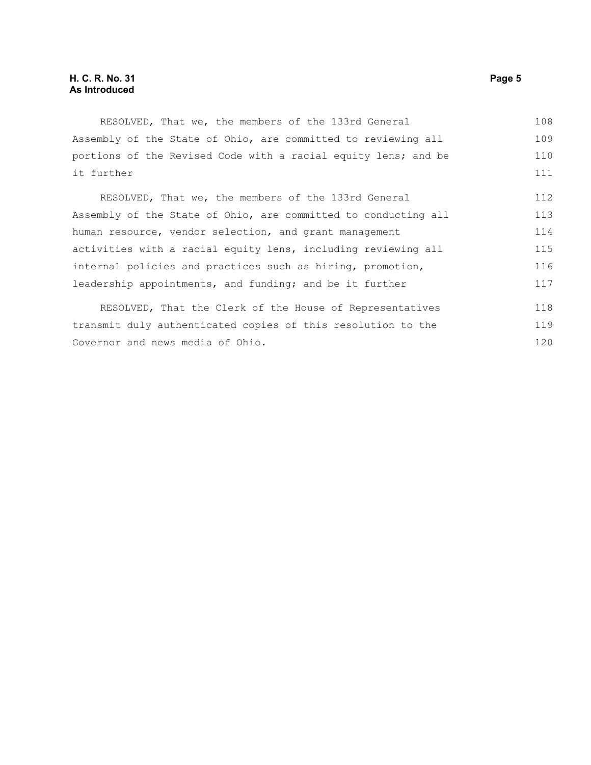RESOLVED, That we, the members of the 133rd General Assembly of the State of Ohio, are committed to reviewing all portions of the Revised Code with a racial equity lens; and be it further

RESOLVED, That we, the members of the 133rd General Assembly of the State of Ohio, are committed to conducting all human resource, vendor selection, and grant management activities with a racial equity lens, including reviewing all internal policies and practices such as hiring, promotion, leadership appointments, and funding; and be it further

RESOLVED, That the Clerk of the House of Representatives transmit duly authenticated copies of this resolution to the Governor and news media of Ohio.